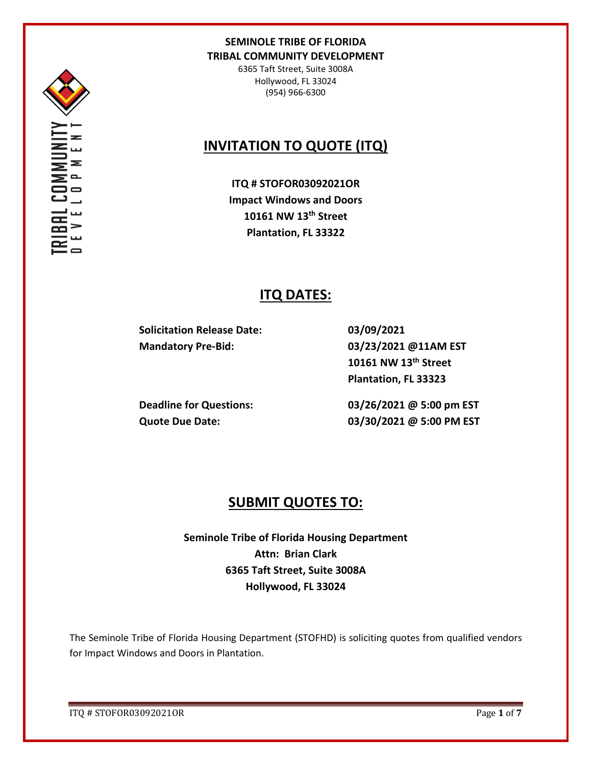**SEMINOLE TRIBE OF FLORIDA**
**TRIBAL COMMUNITY DEVELOPMENT**
6365 Taft Street, Suite 3008A
Hollywood, FL 33024
(954) 966-6300

# INVITATION TO QUOTE (ITQ)

**ITQ # STOFOR03092021OR**
**Impact Windows and Doors**
**10161 NW 13th Street**
**Plantation, FL 33322**

## ITQ DATES:

| | |
|---|---|
| **Solicitation Release Date:** | **03/09/2021** |
| **Mandatory Pre-Bid:** | **03/23/2021 @11AM EST**<br>**10161 NW 13th Street**<br>**Plantation, FL 33323** |
| **Deadline for Questions:** | **03/26/2021 @ 5:00 pm EST** |
| **Quote Due Date:** | **03/30/2021 @ 5:00 PM EST** |

## SUBMIT QUOTES TO:

**Seminole Tribe of Florida Housing Department**
**Attn: Brian Clark**
**6365 Taft Street, Suite 3008A**
**Hollywood, FL 33024**

The Seminole Tribe of Florida Housing Department (STOFHD) is soliciting quotes from qualified vendors for Impact Windows and Doors in Plantation.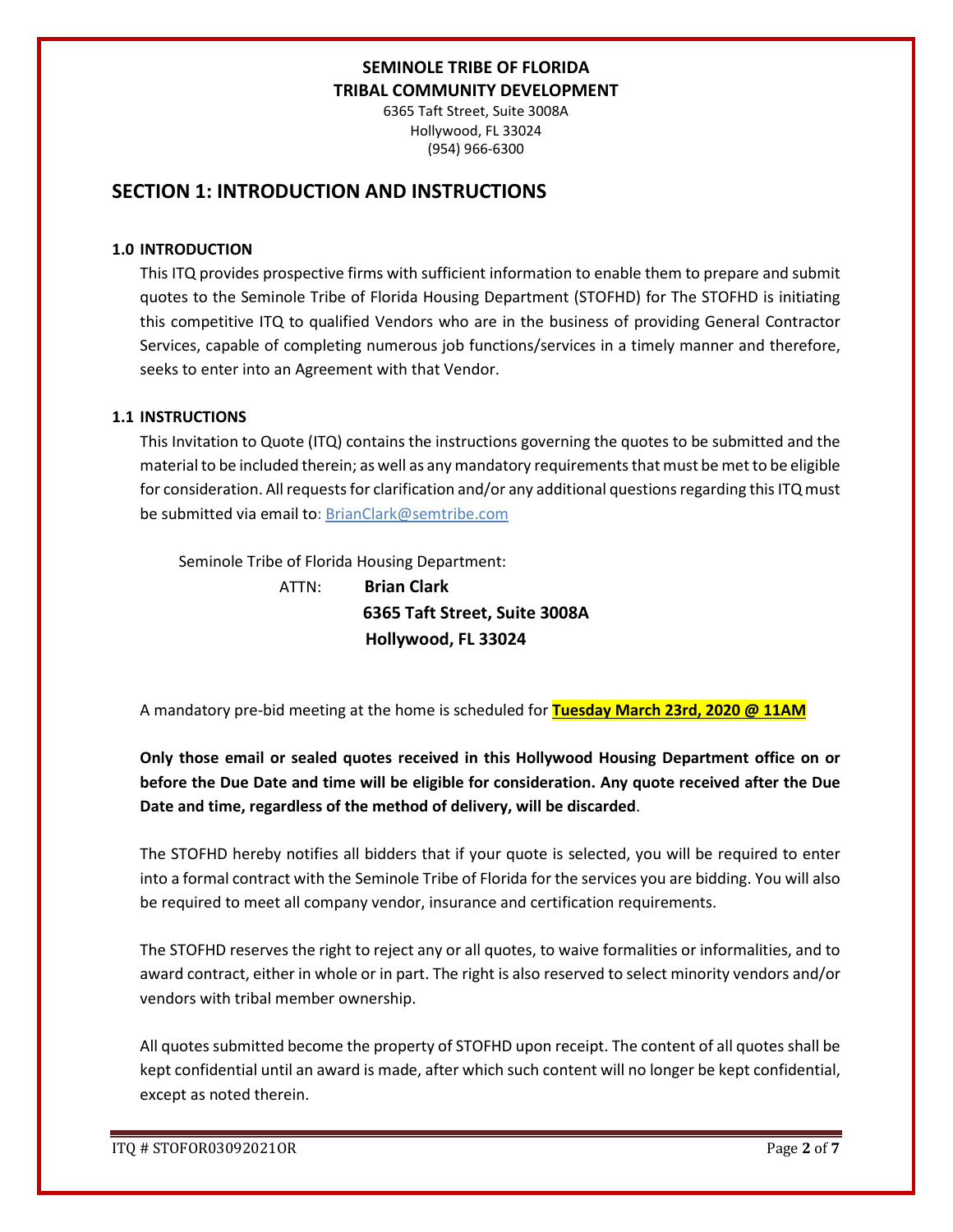**SEMINOLE TRIBE OF FLORIDA**
**TRIBAL COMMUNITY DEVELOPMENT**
6365 Taft Street, Suite 3008A
Hollywood, FL 33024
(954) 966-6300

## SECTION 1: INTRODUCTION AND INSTRUCTIONS

### 1.0 INTRODUCTION

This ITQ provides prospective firms with sufficient information to enable them to prepare and submit quotes to the Seminole Tribe of Florida Housing Department (STOFHD) for The STOFHD is initiating this competitive ITQ to qualified Vendors who are in the business of providing General Contractor Services, capable of completing numerous job functions/services in a timely manner and therefore, seeks to enter into an Agreement with that Vendor.

### 1.1 INSTRUCTIONS

This Invitation to Quote (ITQ) contains the instructions governing the quotes to be submitted and the material to be included therein; as well as any mandatory requirements that must be met to be eligible for consideration. All requests for clarification and/or any additional questions regarding this ITQ must be submitted via email to: BrianClark@semtribe.com

Seminole Tribe of Florida Housing Department:

ATTN: **Brian Clark**
**6365 Taft Street, Suite 3008A**
**Hollywood, FL 33024**

A mandatory pre-bid meeting at the home is scheduled for **Tuesday March 23rd, 2020 @ 11AM**

**Only those email or sealed quotes received in this Hollywood Housing Department office on or before the Due Date and time will be eligible for consideration. Any quote received after the Due Date and time, regardless of the method of delivery, will be discarded**.

The STOFHD hereby notifies all bidders that if your quote is selected, you will be required to enter into a formal contract with the Seminole Tribe of Florida for the services you are bidding. You will also be required to meet all company vendor, insurance and certification requirements.

The STOFHD reserves the right to reject any or all quotes, to waive formalities or informalities, and to award contract, either in whole or in part. The right is also reserved to select minority vendors and/or vendors with tribal member ownership.

All quotes submitted become the property of STOFHD upon receipt. The content of all quotes shall be kept confidential until an award is made, after which such content will no longer be kept confidential, except as noted therein.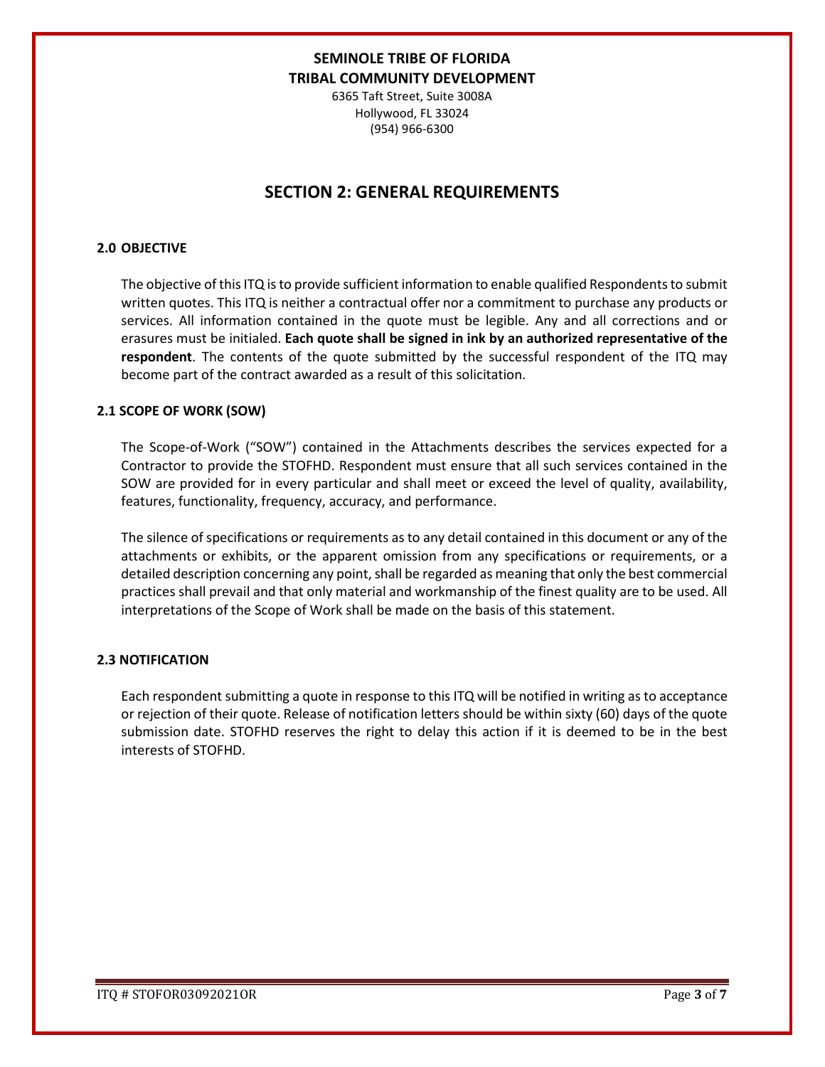**SEMINOLE TRIBE OF FLORIDA**
**TRIBAL COMMUNITY DEVELOPMENT**
6365 Taft Street, Suite 3008A
Hollywood, FL 33024
(954) 966-6300

# SECTION 2: GENERAL REQUIREMENTS

### 2.0 OBJECTIVE

The objective of this ITQ is to provide sufficient information to enable qualified Respondents to submit written quotes. This ITQ is neither a contractual offer nor a commitment to purchase any products or services. All information contained in the quote must be legible. Any and all corrections and or erasures must be initialed. **Each quote shall be signed in ink by an authorized representative of the respondent**. The contents of the quote submitted by the successful respondent of the ITQ may become part of the contract awarded as a result of this solicitation.

### 2.1 SCOPE OF WORK (SOW)

The Scope-of-Work ("SOW") contained in the Attachments describes the services expected for a Contractor to provide the STOFHD. Respondent must ensure that all such services contained in the SOW are provided for in every particular and shall meet or exceed the level of quality, availability, features, functionality, frequency, accuracy, and performance.

The silence of specifications or requirements as to any detail contained in this document or any of the attachments or exhibits, or the apparent omission from any specifications or requirements, or a detailed description concerning any point, shall be regarded as meaning that only the best commercial practices shall prevail and that only material and workmanship of the finest quality are to be used. All interpretations of the Scope of Work shall be made on the basis of this statement.

### 2.3 NOTIFICATION

Each respondent submitting a quote in response to this ITQ will be notified in writing as to acceptance or rejection of their quote. Release of notification letters should be within sixty (60) days of the quote submission date. STOFHD reserves the right to delay this action if it is deemed to be in the best interests of STOFHD.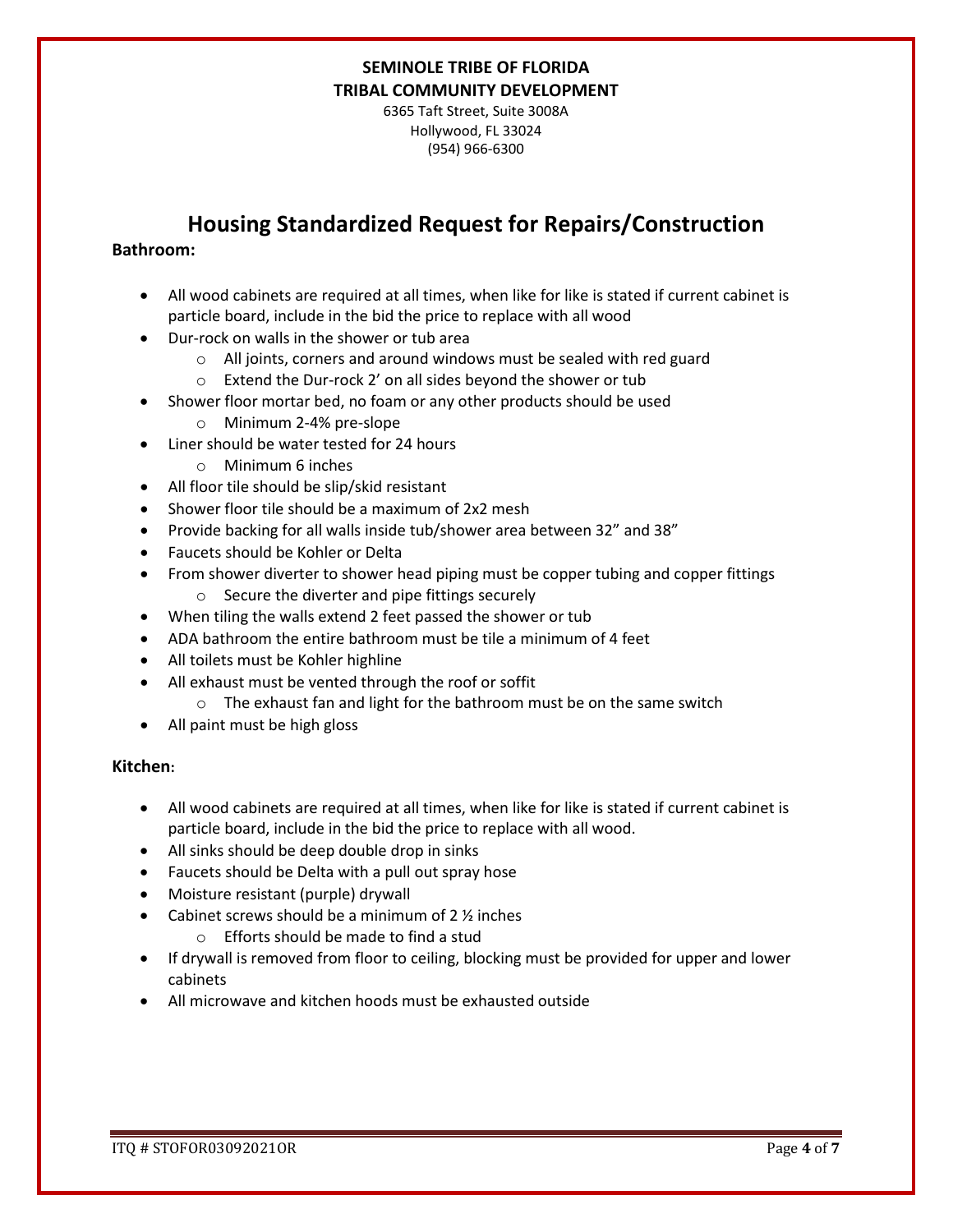**SEMINOLE TRIBE OF FLORIDA**
**TRIBAL COMMUNITY DEVELOPMENT**
6365 Taft Street, Suite 3008A
Hollywood, FL 33024
(954) 966-6300

# Housing Standardized Request for Repairs/Construction

**Bathroom:**

- All wood cabinets are required at all times, when like for like is stated if current cabinet is particle board, include in the bid the price to replace with all wood
- Dur-rock on walls in the shower or tub area
  - All joints, corners and around windows must be sealed with red guard
  - Extend the Dur-rock 2' on all sides beyond the shower or tub
- Shower floor mortar bed, no foam or any other products should be used
  - Minimum 2-4% pre-slope
- Liner should be water tested for 24 hours
  - Minimum 6 inches
- All floor tile should be slip/skid resistant
- Shower floor tile should be a maximum of 2x2 mesh
- Provide backing for all walls inside tub/shower area between 32" and 38"
- Faucets should be Kohler or Delta
- From shower diverter to shower head piping must be copper tubing and copper fittings
  - Secure the diverter and pipe fittings securely
- When tiling the walls extend 2 feet passed the shower or tub
- ADA bathroom the entire bathroom must be tile a minimum of 4 feet
- All toilets must be Kohler highline
- All exhaust must be vented through the roof or soffit
  - The exhaust fan and light for the bathroom must be on the same switch
- All paint must be high gloss

**Kitchen:**

- All wood cabinets are required at all times, when like for like is stated if current cabinet is particle board, include in the bid the price to replace with all wood.
- All sinks should be deep double drop in sinks
- Faucets should be Delta with a pull out spray hose
- Moisture resistant (purple) drywall
- Cabinet screws should be a minimum of 2 ½ inches
  - Efforts should be made to find a stud
- If drywall is removed from floor to ceiling, blocking must be provided for upper and lower cabinets
- All microwave and kitchen hoods must be exhausted outside

ITQ # STOFOR03092021OR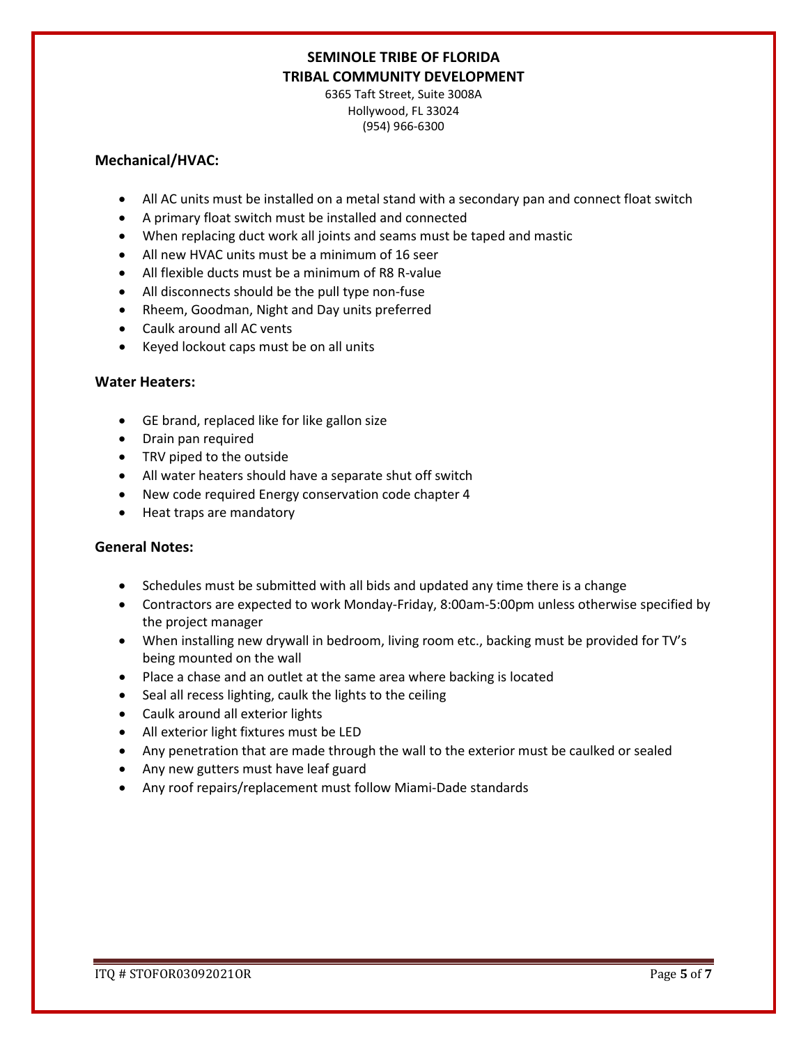**SEMINOLE TRIBE OF FLORIDA**
**TRIBAL COMMUNITY DEVELOPMENT**
6365 Taft Street, Suite 3008A
Hollywood, FL 33024
(954) 966-6300

### Mechanical/HVAC:

- All AC units must be installed on a metal stand with a secondary pan and connect float switch
- A primary float switch must be installed and connected
- When replacing duct work all joints and seams must be taped and mastic
- All new HVAC units must be a minimum of 16 seer
- All flexible ducts must be a minimum of R8 R-value
- All disconnects should be the pull type non-fuse
- Rheem, Goodman, Night and Day units preferred
- Caulk around all AC vents
- Keyed lockout caps must be on all units

### Water Heaters:

- GE brand, replaced like for like gallon size
- Drain pan required
- TRV piped to the outside
- All water heaters should have a separate shut off switch
- New code required Energy conservation code chapter 4
- Heat traps are mandatory

### General Notes:

- Schedules must be submitted with all bids and updated any time there is a change
- Contractors are expected to work Monday-Friday, 8:00am-5:00pm unless otherwise specified by the project manager
- When installing new drywall in bedroom, living room etc., backing must be provided for TV's being mounted on the wall
- Place a chase and an outlet at the same area where backing is located
- Seal all recess lighting, caulk the lights to the ceiling
- Caulk around all exterior lights
- All exterior light fixtures must be LED
- Any penetration that are made through the wall to the exterior must be caulked or sealed
- Any new gutters must have leaf guard
- Any roof repairs/replacement must follow Miami-Dade standards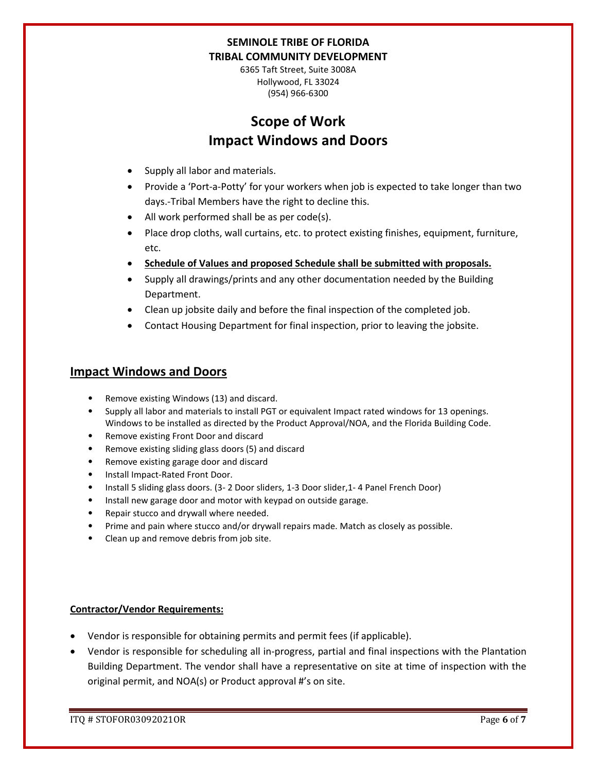**SEMINOLE TRIBE OF FLORIDA**
**TRIBAL COMMUNITY DEVELOPMENT**
6365 Taft Street, Suite 3008A
Hollywood, FL 33024
(954) 966-6300

# Scope of Work
# Impact Windows and Doors

- Supply all labor and materials.
- Provide a 'Port-a-Potty' for your workers when job is expected to take longer than two days.-Tribal Members have the right to decline this.
- All work performed shall be as per code(s).
- Place drop cloths, wall curtains, etc. to protect existing finishes, equipment, furniture, etc.
- **Schedule of Values and proposed Schedule shall be submitted with proposals.**
- Supply all drawings/prints and any other documentation needed by the Building Department.
- Clean up jobsite daily and before the final inspection of the completed job.
- Contact Housing Department for final inspection, prior to leaving the jobsite.

## Impact Windows and Doors

- Remove existing Windows (13) and discard.
- Supply all labor and materials to install PGT or equivalent Impact rated windows for 13 openings. Windows to be installed as directed by the Product Approval/NOA, and the Florida Building Code.
- Remove existing Front Door and discard
- Remove existing sliding glass doors (5) and discard
- Remove existing garage door and discard
- Install Impact-Rated Front Door.
- Install 5 sliding glass doors. (3- 2 Door sliders, 1-3 Door slider,1- 4 Panel French Door)
- Install new garage door and motor with keypad on outside garage.
- Repair stucco and drywall where needed.
- Prime and pain where stucco and/or drywall repairs made. Match as closely as possible.
- Clean up and remove debris from job site.

**Contractor/Vendor Requirements:**

- Vendor is responsible for obtaining permits and permit fees (if applicable).
- Vendor is responsible for scheduling all in-progress, partial and final inspections with the Plantation Building Department. The vendor shall have a representative on site at time of inspection with the original permit, and NOA(s) or Product approval #'s on site.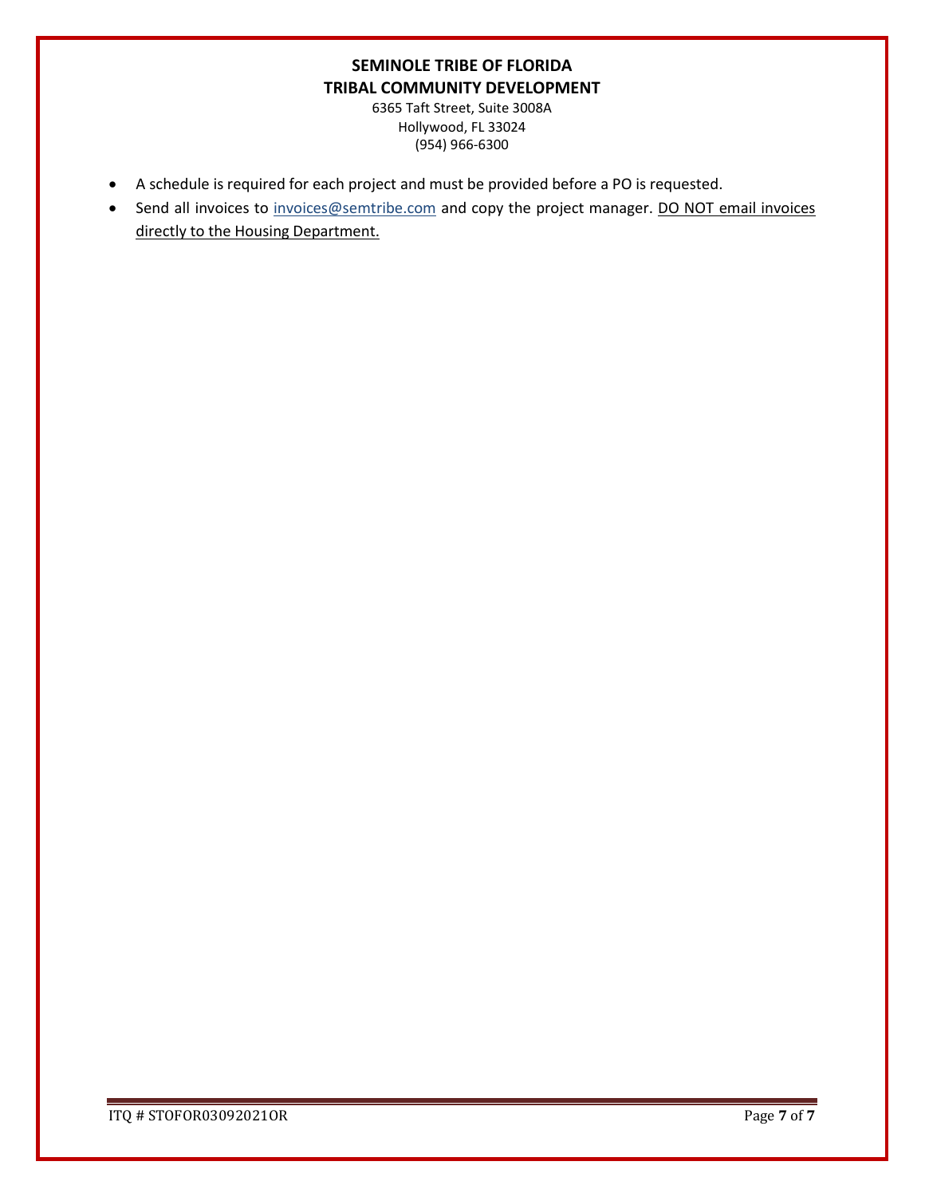**SEMINOLE TRIBE OF FLORIDA**
**TRIBAL COMMUNITY DEVELOPMENT**
6365 Taft Street, Suite 3008A
Hollywood, FL 33024
(954) 966-6300

- A schedule is required for each project and must be provided before a PO is requested.
- Send all invoices to invoices@semtribe.com and copy the project manager. DO NOT email invoices directly to the Housing Department.